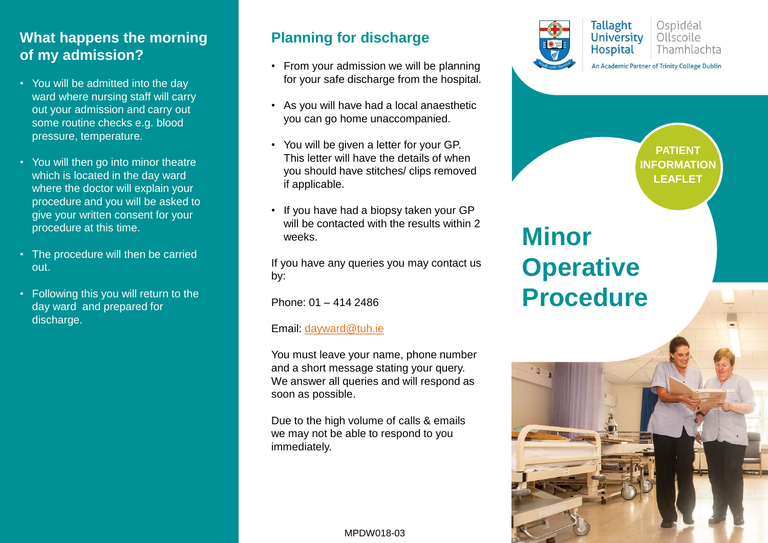## What happens the morning of my admission?

- You will be admitted into the day ward where nursing staff will carry out your admission and carry out some routine checks e.g. blood pressure, temperature.
- You will then go into minor theatre which is located in the day ward where the doctor will explain your procedure and you will be asked to give your written consent for your procedure at this time.
- The procedure will then be carried out.
- Following this you will return to the day ward and prepared for discharge.

## Planning for discharge

- From your admission we will be planning for your safe discharge from the hospital.
- As you will have had a local anaesthetic you can go home unaccompanied.
- You will be given a letter for your GP. This letter will have the details of when you should have stitches/ clips removed if applicable.
- If you have had a biopsy taken your GP will be contacted with the results within 2 weeks.

If you have any queries you may contact us by:

Phone: 01 – 414 2486

Email: dayward@tuh.ie

You must leave your name, phone number and a short message stating your query. We answer all queries and will respond as soon as possible.

Due to the high volume of calls & emails we may not be able to respond to you immediately.

MPDW018-03

Tallaght University Hospital | Ospidéal Ollscoile Thamhlachta

An Academic Partner of Trinity College Dublin

**PATIENT INFORMATION LEAFLET**

# Minor Operative Procedure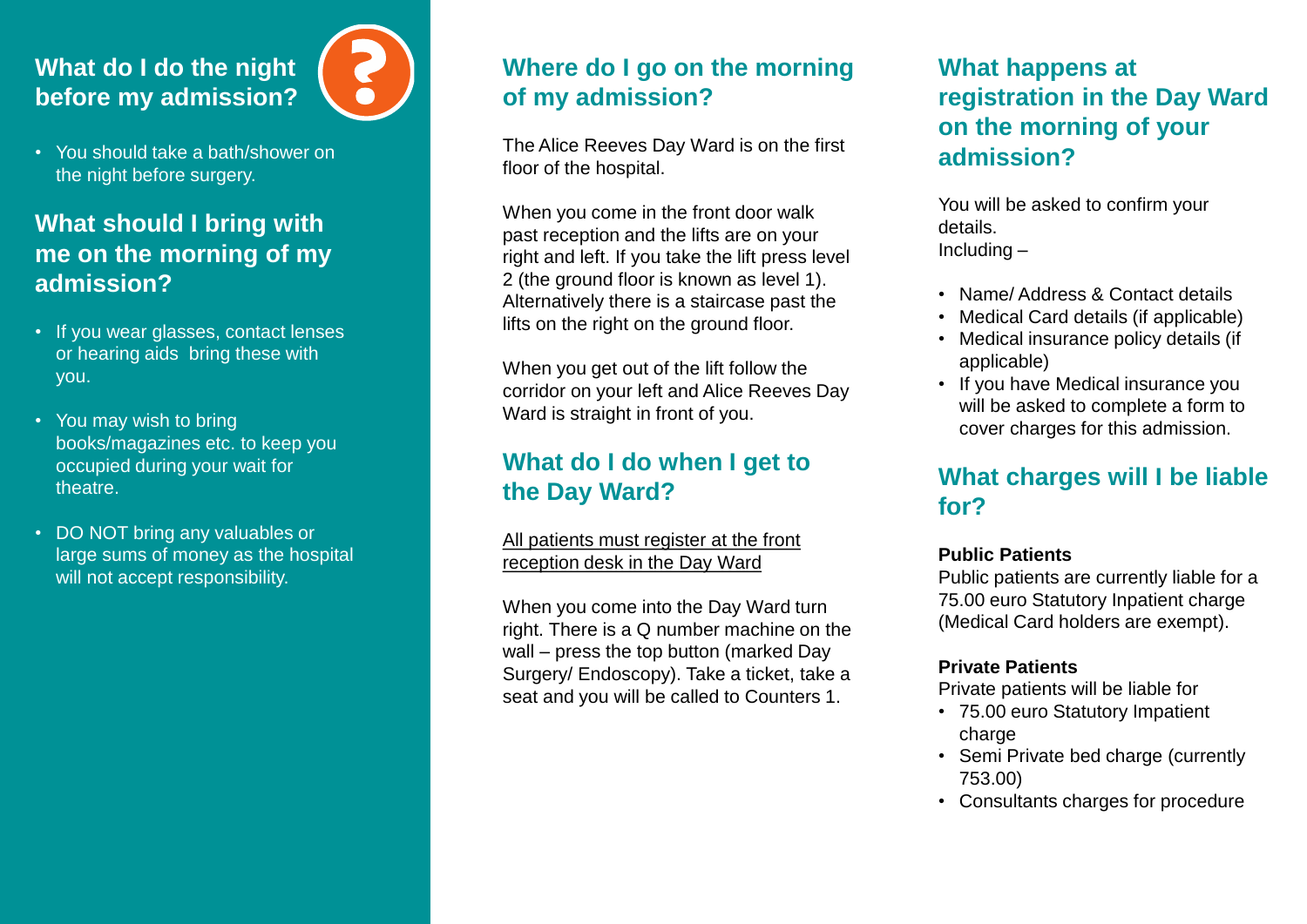## What do I do the night before my admission?

- You should take a bath/shower on the night before surgery.

## What should I bring with me on the morning of my admission?

- If you wear glasses, contact lenses or hearing aids bring these with you.
- You may wish to bring books/magazines etc. to keep you occupied during your wait for theatre.
- DO NOT bring any valuables or large sums of money as the hospital will not accept responsibility.

## Where do I go on the morning of my admission?

The Alice Reeves Day Ward is on the first floor of the hospital.

When you come in the front door walk past reception and the lifts are on your right and left. If you take the lift press level 2 (the ground floor is known as level 1). Alternatively there is a staircase past the lifts on the right on the ground floor.

When you get out of the lift follow the corridor on your left and Alice Reeves Day Ward is straight in front of you.

## What do I do when I get to the Day Ward?

<u>All patients must register at the front reception desk in the Day Ward</u>

When you come into the Day Ward turn right. There is a Q number machine on the wall – press the top button (marked Day Surgery/ Endoscopy). Take a ticket, take a seat and you will be called to Counters 1.

## What happens at registration in the Day Ward on the morning of your admission?

You will be asked to confirm your details.
Including –

- Name/ Address & Contact details
- Medical Card details (if applicable)
- Medical insurance policy details (if applicable)
- If you have Medical insurance you will be asked to complete a form to cover charges for this admission.

## What charges will I be liable for?

**Public Patients**
Public patients are currently liable for a 75.00 euro Statutory Inpatient charge (Medical Card holders are exempt).

**Private Patients**
Private patients will be liable for

- 75.00 euro Statutory Impatient charge
- Semi Private bed charge (currently 753.00)
- Consultants charges for procedure